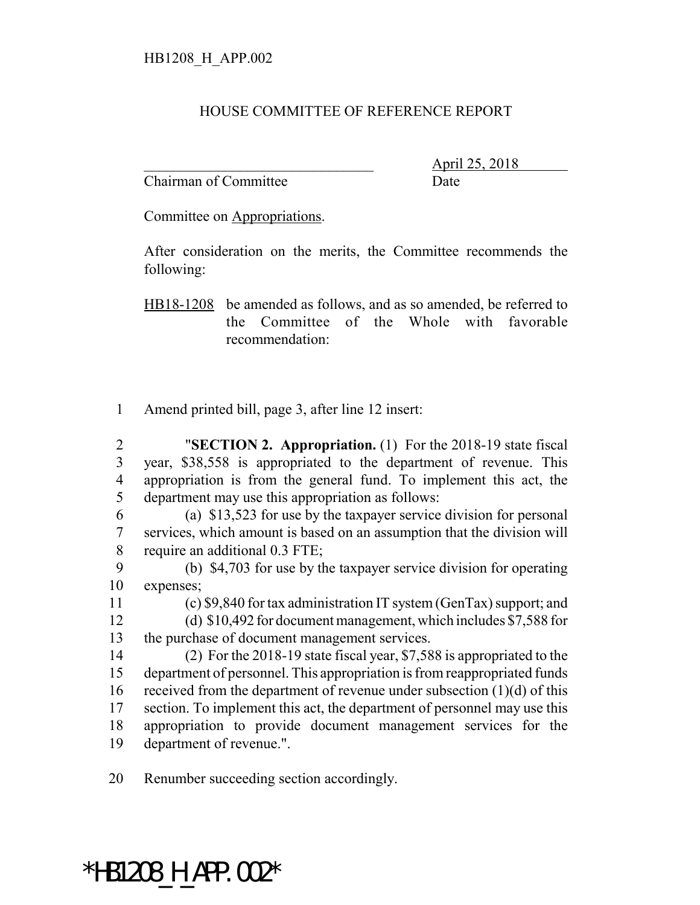HB1208_H_APP.002

# HOUSE COMMITTEE OF REFERENCE REPORT

________________________________ April 25, 2018
Chairman of Committee Date

Committee on Appropriations.

After consideration on the merits, the Committee recommends the following:

HB18-1208 be amended as follows, and as so amended, be referred to the Committee of the Whole with favorable recommendation:

1 Amend printed bill, page 3, after line 12 insert:

2 "**SECTION 2. Appropriation.** (1) For the 2018-19 state fiscal
3 year, $38,558 is appropriated to the department of revenue. This
4 appropriation is from the general fund. To implement this act, the
5 department may use this appropriation as follows:
6 (a) $13,523 for use by the taxpayer service division for personal
7 services, which amount is based on an assumption that the division will
8 require an additional 0.3 FTE;
9 (b) $4,703 for use by the taxpayer service division for operating
10 expenses;
11 (c) $9,840 for tax administration IT system (GenTax) support; and
12 (d) $10,492 for document management, which includes $7,588 for
13 the purchase of document management services.
14 (2) For the 2018-19 state fiscal year, $7,588 is appropriated to the
15 department of personnel. This appropriation is from reappropriated funds
16 received from the department of revenue under subsection (1)(d) of this
17 section. To implement this act, the department of personnel may use this
18 appropriation to provide document management services for the
19 department of revenue.".

20 Renumber succeeding section accordingly.

*HB1208_H_APP.002*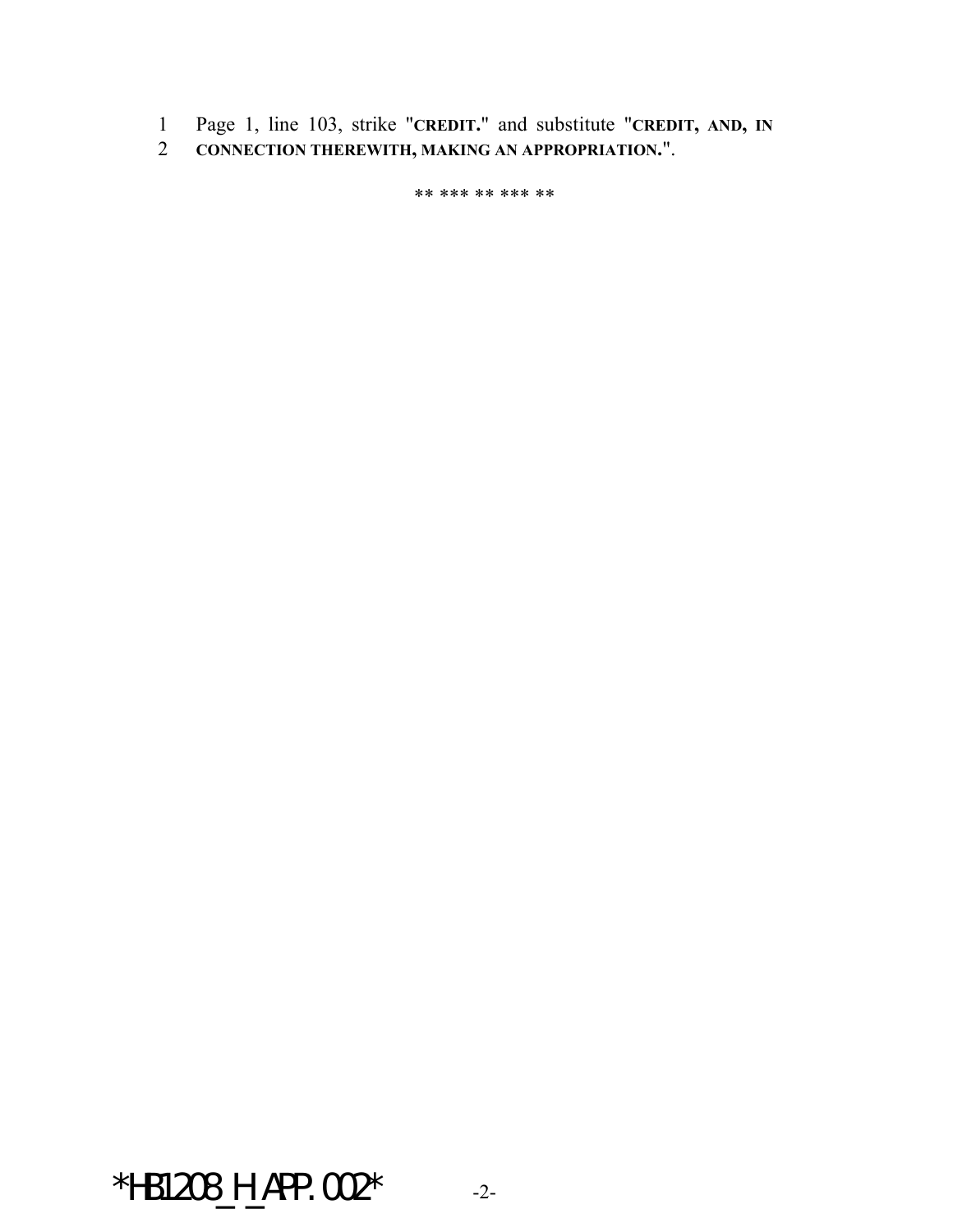1 Page 1, line 103, strike "**CREDIT.**" and substitute "**CREDIT, AND, IN**
2 **CONNECTION THEREWITH, MAKING AN APPROPRIATION.**".

** *** ** *** **

*HB1208_H_APP.002*